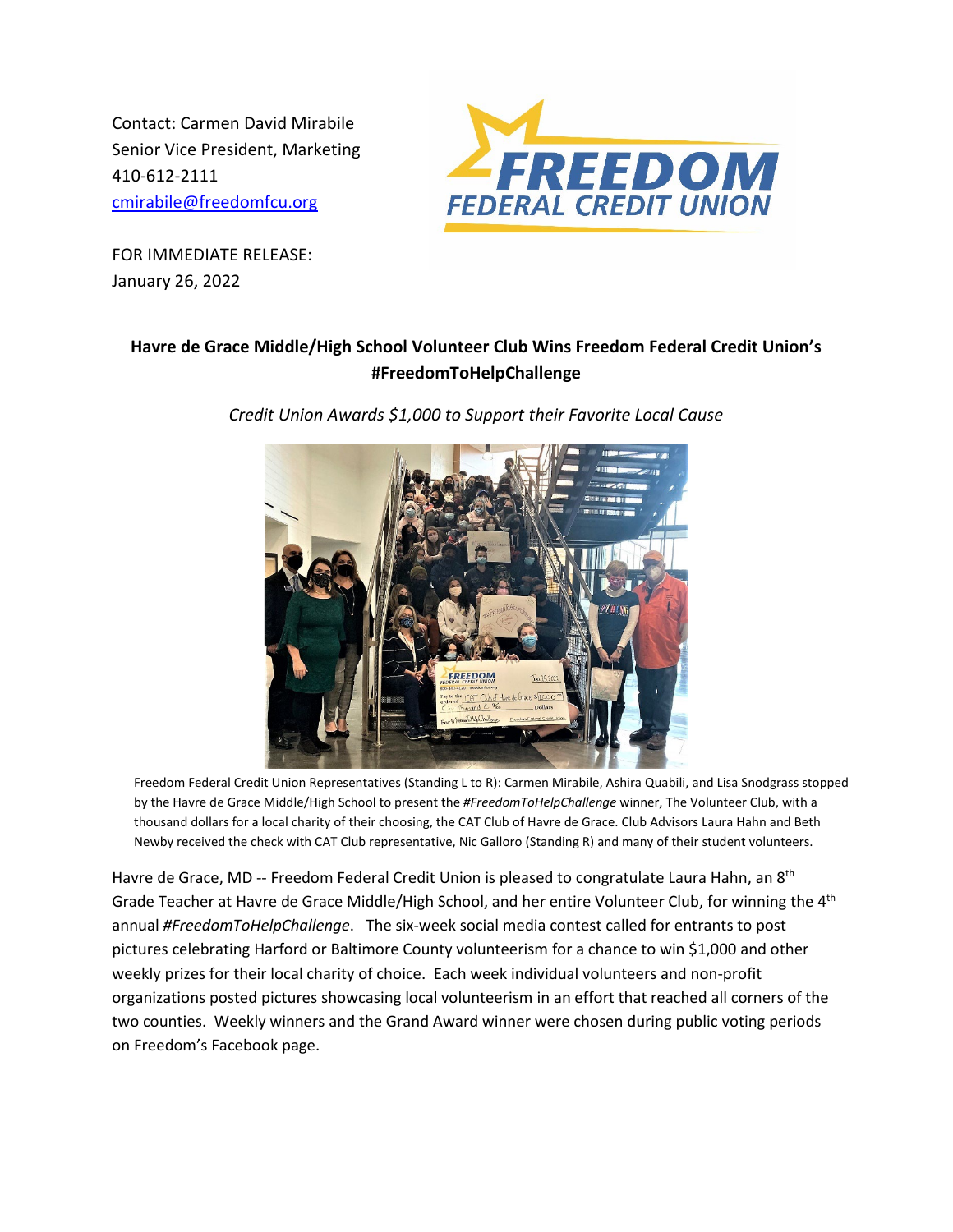Contact: Carmen David Mirabile
Senior Vice President, Marketing
410-612-2111
cmirabile@freedomfcu.org

FOR IMMEDIATE RELEASE:
January 26, 2022

**Havre de Grace Middle/High School Volunteer Club Wins Freedom Federal Credit Union's #FreedomToHelpChallenge**

*Credit Union Awards $1,000 to Support their Favorite Local Cause*

Freedom Federal Credit Union Representatives (Standing L to R): Carmen Mirabile, Ashira Quabili, and Lisa Snodgrass stopped by the Havre de Grace Middle/High School to present the *#FreedomToHelpChallenge* winner, The Volunteer Club, with a thousand dollars for a local charity of their choosing, the CAT Club of Havre de Grace. Club Advisors Laura Hahn and Beth Newby received the check with CAT Club representative, Nic Galloro (Standing R) and many of their student volunteers.

Havre de Grace, MD -- Freedom Federal Credit Union is pleased to congratulate Laura Hahn, an 8th Grade Teacher at Havre de Grace Middle/High School, and her entire Volunteer Club, for winning the 4th annual *#FreedomToHelpChallenge*. The six-week social media contest called for entrants to post pictures celebrating Harford or Baltimore County volunteerism for a chance to win $1,000 and other weekly prizes for their local charity of choice. Each week individual volunteers and non-profit organizations posted pictures showcasing local volunteerism in an effort that reached all corners of the two counties. Weekly winners and the Grand Award winner were chosen during public voting periods on Freedom's Facebook page.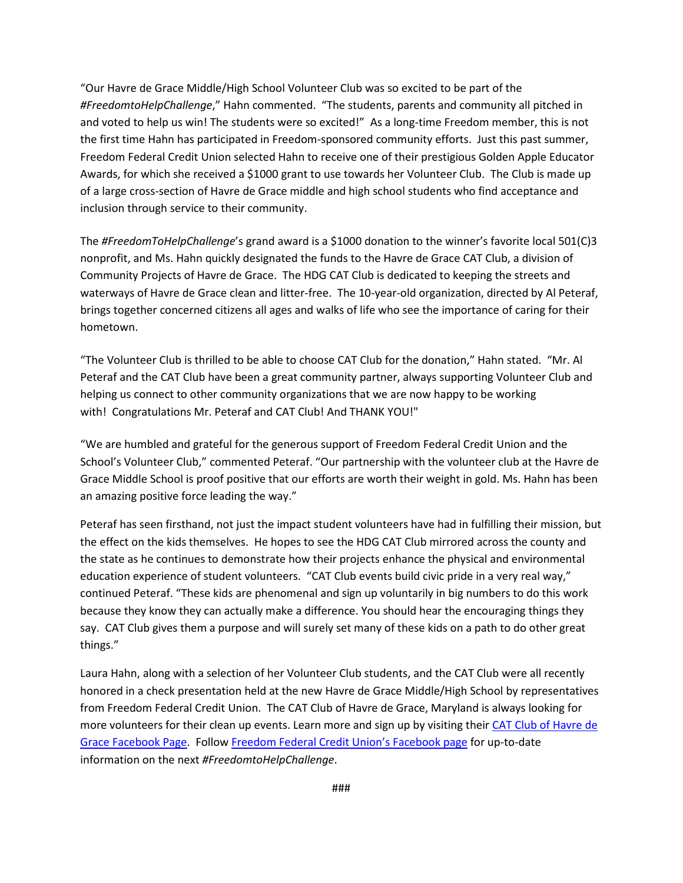"Our Havre de Grace Middle/High School Volunteer Club was so excited to be part of the *#FreedomtoHelpChallenge*," Hahn commented. "The students, parents and community all pitched in and voted to help us win! The students were so excited!" As a long-time Freedom member, this is not the first time Hahn has participated in Freedom-sponsored community efforts. Just this past summer, Freedom Federal Credit Union selected Hahn to receive one of their prestigious Golden Apple Educator Awards, for which she received a $1000 grant to use towards her Volunteer Club. The Club is made up of a large cross-section of Havre de Grace middle and high school students who find acceptance and inclusion through service to their community.

The *#FreedomToHelpChallenge*'s grand award is a $1000 donation to the winner's favorite local 501(C)3 nonprofit, and Ms. Hahn quickly designated the funds to the Havre de Grace CAT Club, a division of Community Projects of Havre de Grace. The HDG CAT Club is dedicated to keeping the streets and waterways of Havre de Grace clean and litter-free. The 10-year-old organization, directed by Al Peteraf, brings together concerned citizens all ages and walks of life who see the importance of caring for their hometown.

"The Volunteer Club is thrilled to be able to choose CAT Club for the donation," Hahn stated. "Mr. Al Peteraf and the CAT Club have been a great community partner, always supporting Volunteer Club and helping us connect to other community organizations that we are now happy to be working with! Congratulations Mr. Peteraf and CAT Club! And THANK YOU!"

"We are humbled and grateful for the generous support of Freedom Federal Credit Union and the School's Volunteer Club," commented Peteraf. "Our partnership with the volunteer club at the Havre de Grace Middle School is proof positive that our efforts are worth their weight in gold. Ms. Hahn has been an amazing positive force leading the way."

Peteraf has seen firsthand, not just the impact student volunteers have had in fulfilling their mission, but the effect on the kids themselves. He hopes to see the HDG CAT Club mirrored across the county and the state as he continues to demonstrate how their projects enhance the physical and environmental education experience of student volunteers. "CAT Club events build civic pride in a very real way," continued Peteraf. "These kids are phenomenal and sign up voluntarily in big numbers to do this work because they know they can actually make a difference. You should hear the encouraging things they say. CAT Club gives them a purpose and will surely set many of these kids on a path to do other great things."

Laura Hahn, along with a selection of her Volunteer Club students, and the CAT Club were all recently honored in a check presentation held at the new Havre de Grace Middle/High School by representatives from Freedom Federal Credit Union. The CAT Club of Havre de Grace, Maryland is always looking for more volunteers for their clean up events. Learn more and sign up by visiting their CAT Club of Havre de Grace Facebook Page. Follow Freedom Federal Credit Union's Facebook page for up-to-date information on the next *#FreedomtoHelpChallenge*.

###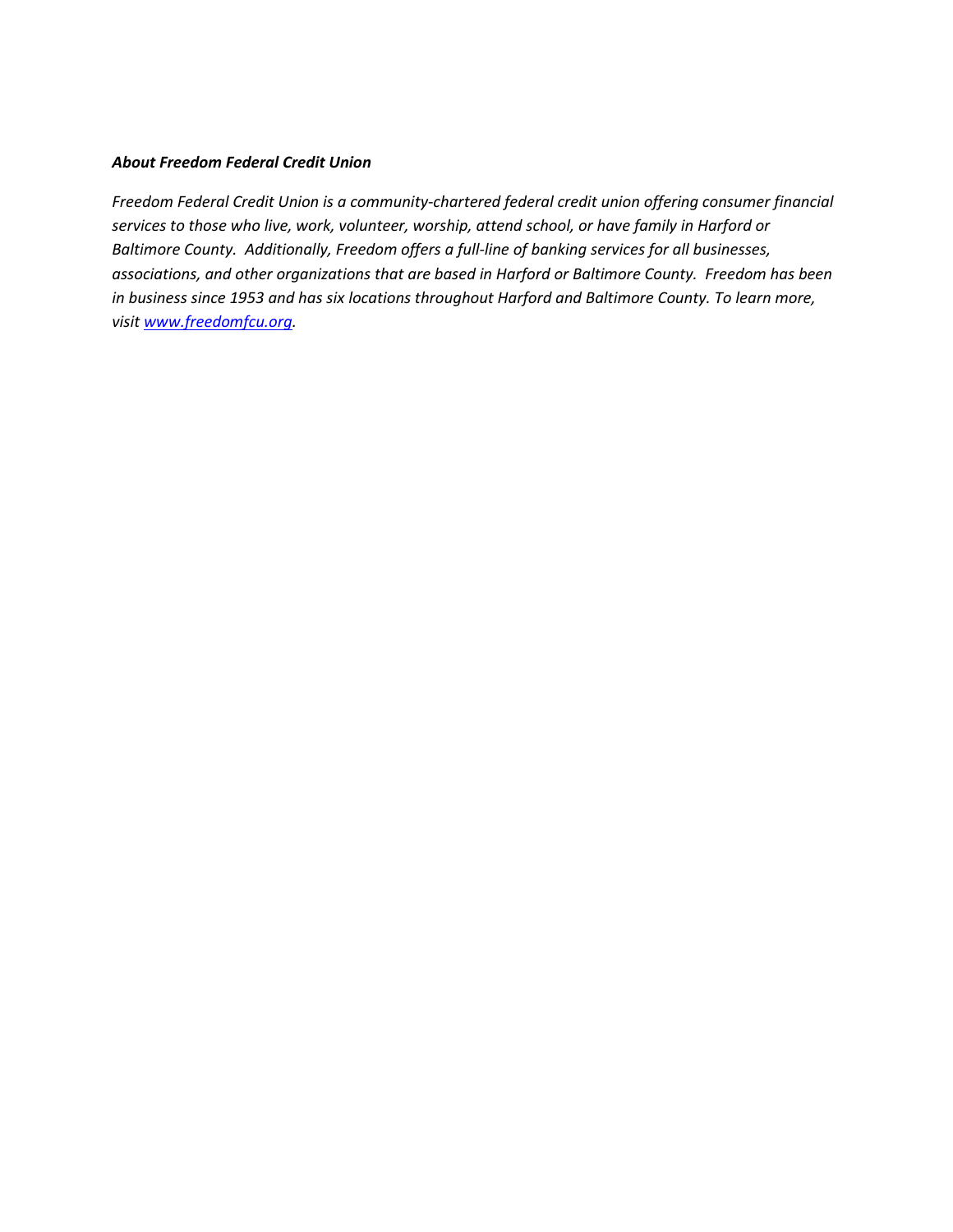***About Freedom Federal Credit Union***

*Freedom Federal Credit Union is a community-chartered federal credit union offering consumer financial services to those who live, work, volunteer, worship, attend school, or have family in Harford or Baltimore County. Additionally, Freedom offers a full-line of banking services for all businesses, associations, and other organizations that are based in Harford or Baltimore County. Freedom has been in business since 1953 and has six locations throughout Harford and Baltimore County. To learn more, visit [www.freedomfcu.org](http://www.freedomfcu.org).*